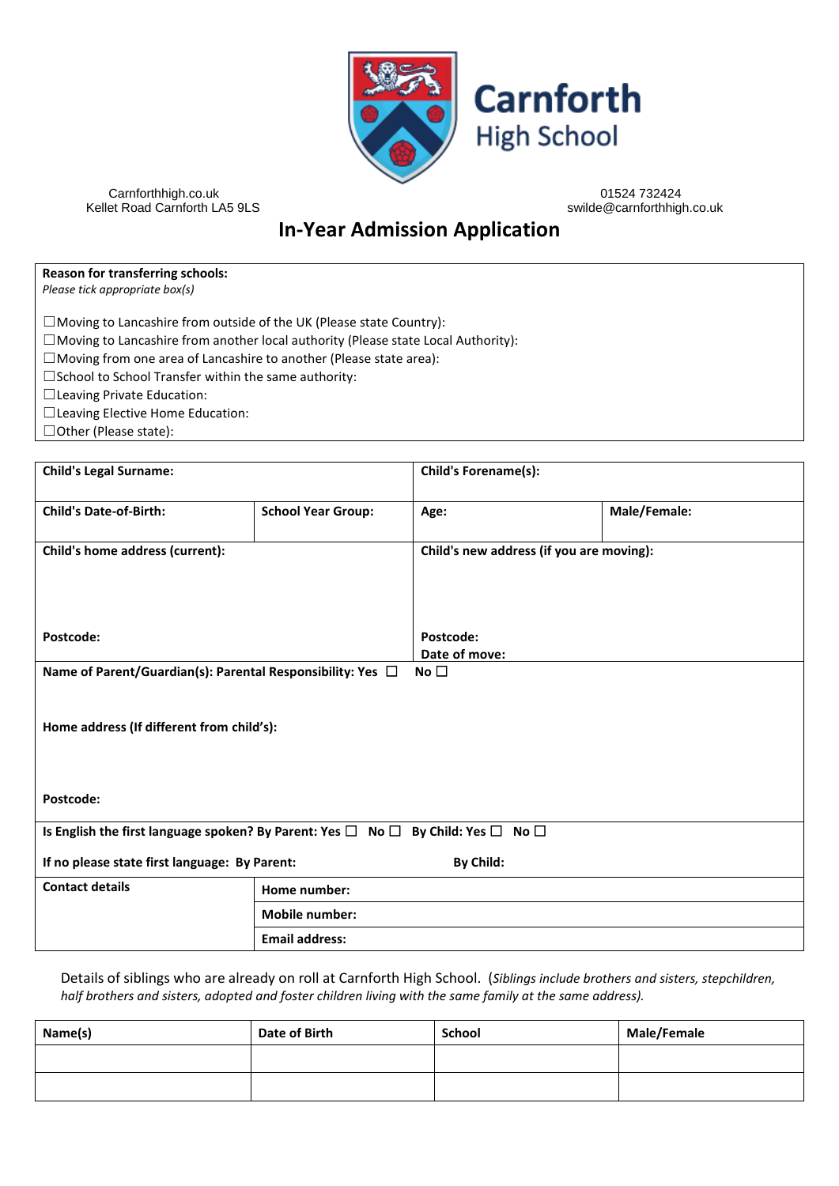# Carnforth High School

Carnforthhigh.co.uk
Kellet Road Carnforth LA5 9LS

01524 732424
swilde@carnforthhigh.co.uk

## In-Year Admission Application

**Reason for transferring schools:**
*Please tick appropriate box(s)*

☐Moving to Lancashire from outside of the UK (Please state Country):
☐Moving to Lancashire from another local authority (Please state Local Authority):
☐Moving from one area of Lancashire to another (Please state area):
☐School to School Transfer within the same authority:
☐Leaving Private Education:
☐Leaving Elective Home Education:
☐Other (Please state):

| **Child's Legal Surname:** | | **Child's Forename(s):** | |
|---|---|---|---|
| **Child's Date-of-Birth:** | **School Year Group:** | **Age:** | **Male/Female:** |
| **Child's home address (current):**<br><br><br>**Postcode:** | | **Child's new address (if you are moving):**<br><br><br>**Postcode:**<br>**Date of move:** | |

**Name of Parent/Guardian(s): Parental Responsibility: Yes ☐ No ☐**

**Home address (If different from child's):**

**Postcode:**

**Is English the first language spoken? By Parent: Yes ☐ No ☐ By Child: Yes ☐ No ☐**

**If no please state first language: By Parent:** **By Child:**

| **Contact details** | **Home number:** |
|---|---|
| | **Mobile number:** |
| | **Email address:** |

Details of siblings who are already on roll at Carnforth High School. (*Siblings include brothers and sisters, stepchildren, half brothers and sisters, adopted and foster children living with the same family at the same address).*

| Name(s) | Date of Birth | School | Male/Female |
|---|---|---|---|
| | | | |
| | | | |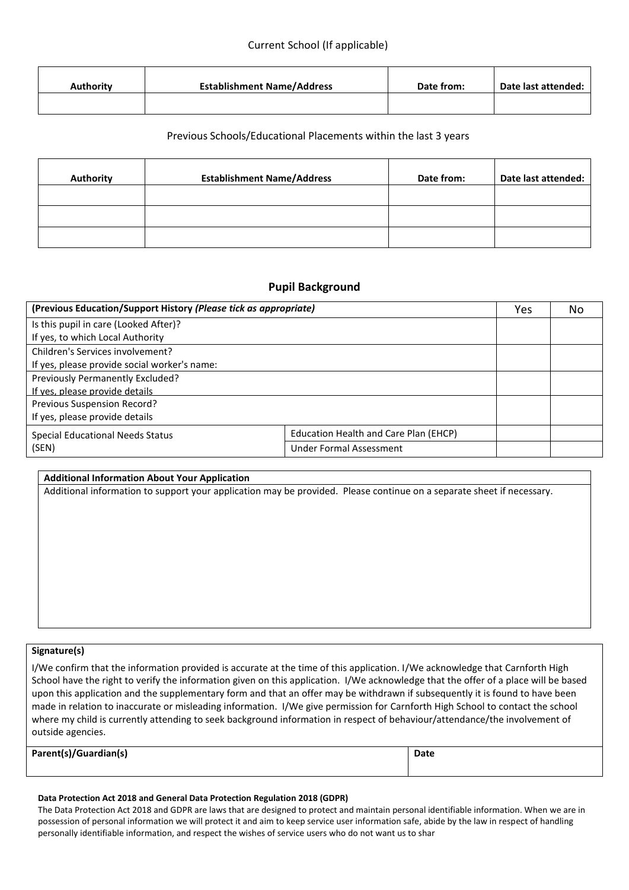Current School (If applicable)

| Authority | Establishment Name/Address | Date from: | Date last attended: |
|---|---|---|---|
| | | | |

Previous Schools/Educational Placements within the last 3 years

| Authority | Establishment Name/Address | Date from: | Date last attended: |
|---|---|---|---|
| | | | |
| | | | |
| | | | |

## Pupil Background

| **(Previous Education/Support History** ***(Please tick as appropriate)*** | | Yes | No |
|---|---|---|---|
| Is this pupil in care (Looked After)?<br>If yes, to which Local Authority | | | |
| Children's Services involvement?<br>If yes, please provide social worker's name: | | | |
| Previously Permanently Excluded?<br>If yes, please provide details | | | |
| Previous Suspension Record?<br>If yes, please provide details | | | |
| Special Educational Needs Status (SEN) | Education Health and Care Plan (EHCP) | | |
| | Under Formal Assessment | | |

| **Additional Information About Your Application** |
|---|
| Additional information to support your application may be provided. Please continue on a separate sheet if necessary. |

| **Signature(s)** | |
|---|---|
| I/We confirm that the information provided is accurate at the time of this application. I/We acknowledge that Carnforth High School have the right to verify the information given on this application. I/We acknowledge that the offer of a place will be based upon this application and the supplementary form and that an offer may be withdrawn if subsequently it is found to have been made in relation to inaccurate or misleading information. I/We give permission for Carnforth High School to contact the school where my child is currently attending to seek background information in respect of behaviour/attendance/the involvement of outside agencies. | |
| **Parent(s)/Guardian(s)** | **Date** |

**Data Protection Act 2018 and General Data Protection Regulation 2018 (GDPR)**

The Data Protection Act 2018 and GDPR are laws that are designed to protect and maintain personal identifiable information. When we are in possession of personal information we will protect it and aim to keep service user information safe, abide by the law in respect of handling personally identifiable information, and respect the wishes of service users who do not want us to shar